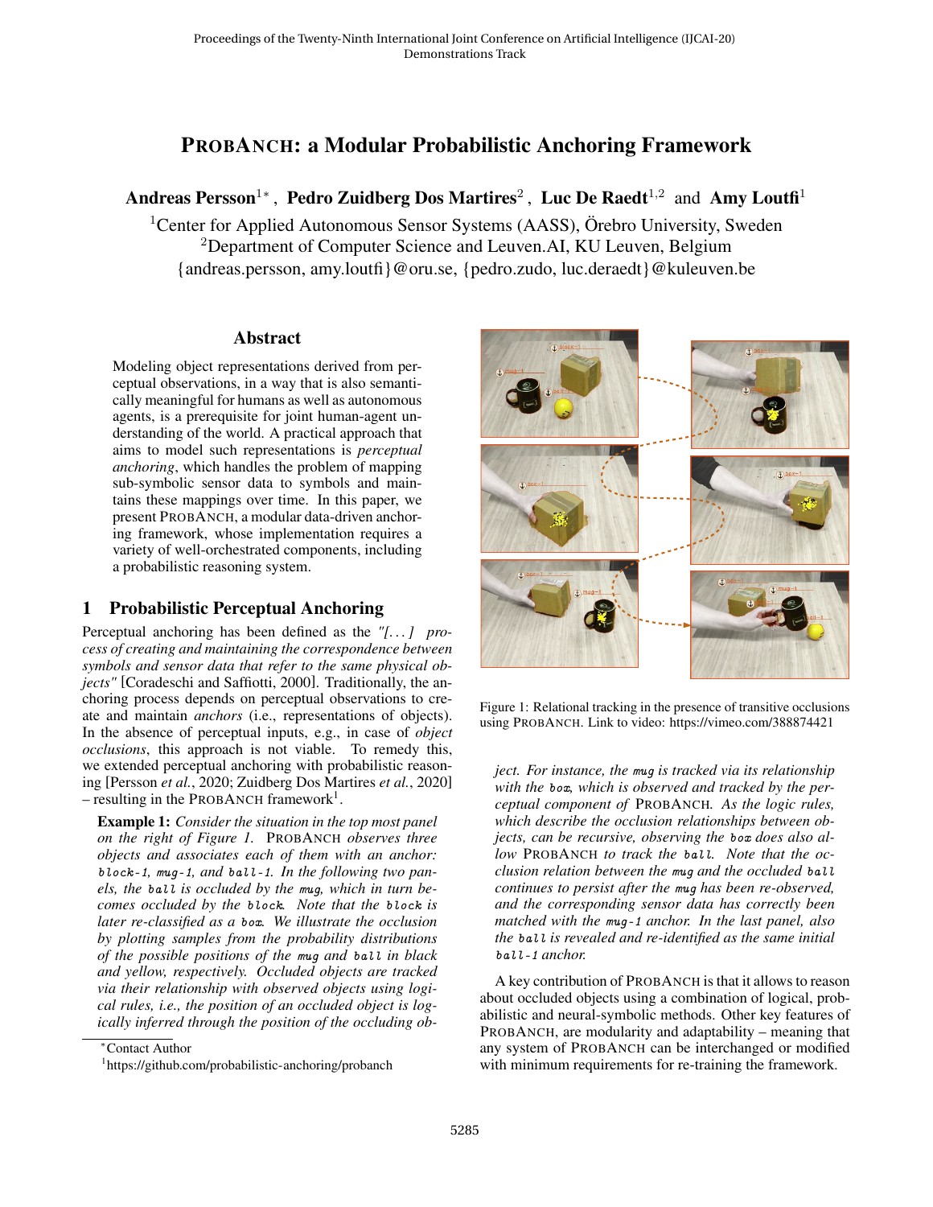# ProbAnch: a Modular Probabilistic Anchoring Framework

**Andreas Persson**[1*], **Pedro Zuidberg Dos Martires**[2], **Luc De Raedt**[1,2] and **Amy Loutfi**[1]

[1]Center for Applied Autonomous Sensor Systems (AASS), Örebro University, Sweden
[2]Department of Computer Science and Leuven.AI, KU Leuven, Belgium
{andreas.persson, amy.loutfi}@oru.se, {pedro.zudo, luc.deraedt}@kuleuven.be

## Abstract

Modeling object representations derived from perceptual observations, in a way that is also semantically meaningful for humans as well as autonomous agents, is a prerequisite for joint human-agent understanding of the world. A practical approach that aims to model such representations is *perceptual anchoring*, which handles the problem of mapping sub-symbolic sensor data to symbols and maintains these mappings over time. In this paper, we present ProbAnch, a modular data-driven anchoring framework, whose implementation requires a variety of well-orchestrated components, including a probabilistic reasoning system.

## 1 Probabilistic Perceptual Anchoring

Perceptual anchoring has been defined as the *"[. . . ] process of creating and maintaining the correspondence between symbols and sensor data that refer to the same physical objects"* [Coradeschi and Saffiotti, 2000]. Traditionally, the anchoring process depends on perceptual observations to create and maintain *anchors* (i.e., representations of objects). In the absence of perceptual inputs, e.g., in case of *object occlusions*, this approach is not viable. To remedy this, we extended perceptual anchoring with probabilistic reasoning [Persson *et al.*, 2020; Zuidberg Dos Martires *et al.*, 2020] – resulting in the ProbAnch framework[1].

**Example 1:** *Consider the situation in the top most panel on the right of Figure 1.* ProbAnch *observes three objects and associates each of them with an anchor:* `block-1`*,* `mug-1`*, and* `ball-1`*. In the following two panels, the* `ball` *is occluded by the* `mug`*, which in turn becomes occluded by the* `block`*. Note that the* `block` *is later re-classified as a* `box`*. We illustrate the occlusion by plotting samples from the probability distributions of the possible positions of the* `mug` *and* `ball` *in black and yellow, respectively. Occluded objects are tracked via their relationship with observed objects using logical rules, i.e., the position of an occluded object is logically inferred through the position of the occluding object. For instance, the* `mug` *is tracked via its relationship with the* `box`*, which is observed and tracked by the perceptual component of* ProbAnch*. As the logic rules, which describe the occlusion relationships between objects, can be recursive, observing the* `box` *does also allow* ProbAnch *to track the* `ball`*. Note that the occlusion relation between the* `mug` *and the occluded* `ball` *continues to persist after the* `mug` *has been re-observed, and the corresponding sensor data has correctly been matched with the* `mug-1` *anchor. In the last panel, also the* `ball` *is revealed and re-identified as the same initial* `ball-1` *anchor.*

Figure 1: Relational tracking in the presence of transitive occlusions using ProbAnch. Link to video: https://vimeo.com/388874421

A key contribution of ProbAnch is that it allows to reason about occluded objects using a combination of logical, probabilistic and neural-symbolic methods. Other key features of ProbAnch, are modularity and adaptability – meaning that any system of ProbAnch can be interchanged or modified with minimum requirements for re-training the framework.

---

*Contact Author

[1]https://github.com/probabilistic-anchoring/probanch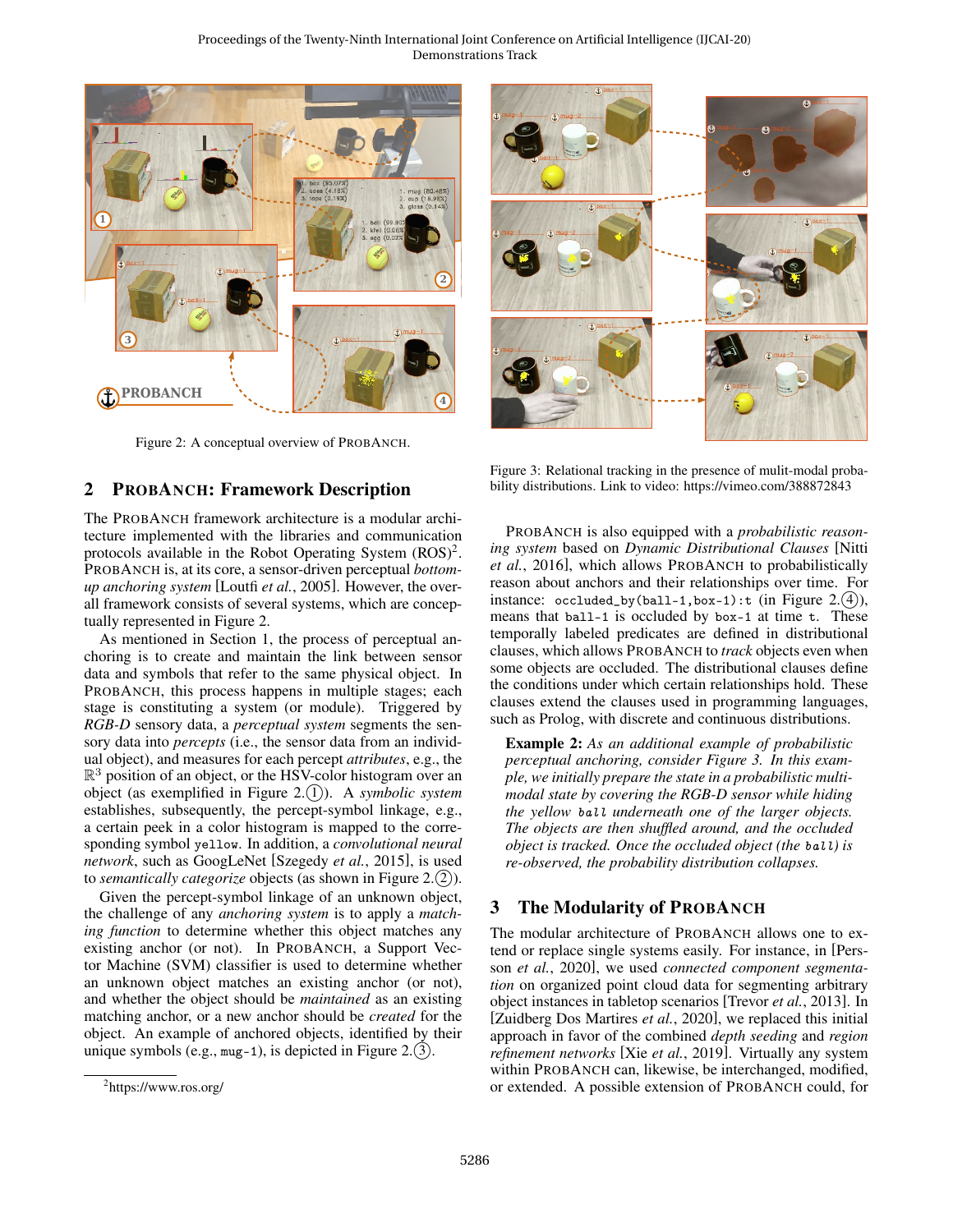Figure 2: A conceptual overview of PROBANCH.

Figure 3: Relational tracking in the presence of mulit-modal probability distributions. Link to video: https://vimeo.com/388872843

## 2 PROBANCH: Framework Description

The PROBANCH framework architecture is a modular architecture implemented with the libraries and communication protocols available in the Robot Operating System (ROS)[2]. PROBANCH is, at its core, a sensor-driven perceptual *bottom-up anchoring system* [Loutfi *et al.*, 2005]. However, the overall framework consists of several systems, which are conceptually represented in Figure 2.

As mentioned in Section 1, the process of perceptual anchoring is to create and maintain the link between sensor data and symbols that refer to the same physical object. In PROBANCH, this process happens in multiple stages; each stage is constituting a system (or module). Triggered by *RGB-D* sensory data, a *perceptual system* segments the sensory data into *percepts* (i.e., the sensor data from an individual object), and measures for each percept *attributes*, e.g., the $\mathbb{R}^3$ position of an object, or the HSV-color histogram over an object (as exemplified in Figure 2.①). A *symbolic system* establishes, subsequently, the percept-symbol linkage, e.g., a certain peek in a color histogram is mapped to the corresponding symbol `yellow`. In addition, a *convolutional neural network*, such as GoogLeNet [Szegedy *et al.*, 2015], is used to *semantically categorize* objects (as shown in Figure 2.②).

Given the percept-symbol linkage of an unknown object, the challenge of any *anchoring system* is to apply a *matching function* to determine whether this object matches any existing anchor (or not). In PROBANCH, a Support Vector Machine (SVM) classifier is used to determine whether an unknown object matches an existing anchor (or not), and whether the object should be *maintained* as an existing matching anchor, or a new anchor should be *created* for the object. An example of anchored objects, identified by their unique symbols (e.g., `mug-1`), is depicted in Figure 2.③.

[2]https://www.ros.org/

PROBANCH is also equipped with a *probabilistic reasoning system* based on *Dynamic Distributional Clauses* [Nitti *et al.*, 2016], which allows PROBANCH to probabilistically reason about anchors and their relationships over time. For instance: `occluded_by(ball-1,box-1):t` (in Figure 2.④), means that `ball-1` is occluded by `box-1` at time `t`. These temporally labeled predicates are defined in distributional clauses, which allows PROBANCH to *track* objects even when some objects are occluded. The distributional clauses define the conditions under which certain relationships hold. These clauses extend the clauses used in programming languages, such as Prolog, with discrete and continuous distributions.

**Example 2:** *As an additional example of probabilistic perceptual anchoring, consider Figure 3. In this example, we initially prepare the state in a probabilistic multi-modal state by covering the RGB-D sensor while hiding the yellow* `ball` *underneath one of the larger objects. The objects are then shuffled around, and the occluded object is tracked. Once the occluded object (the* `ball`*) is re-observed, the probability distribution collapses.*

## 3 The Modularity of PROBANCH

The modular architecture of PROBANCH allows one to extend or replace single systems easily. For instance, in [Persson *et al.*, 2020], we used *connected component segmentation* on organized point cloud data for segmenting arbitrary object instances in tabletop scenarios [Trevor *et al.*, 2013]. In [Zuidberg Dos Martires *et al.*, 2020], we replaced this initial approach in favor of the combined *depth seeding* and *region refinement networks* [Xie *et al.*, 2019]. Virtually any system within PROBANCH can, likewise, be interchanged, modified, or extended. A possible extension of PROBANCH could, for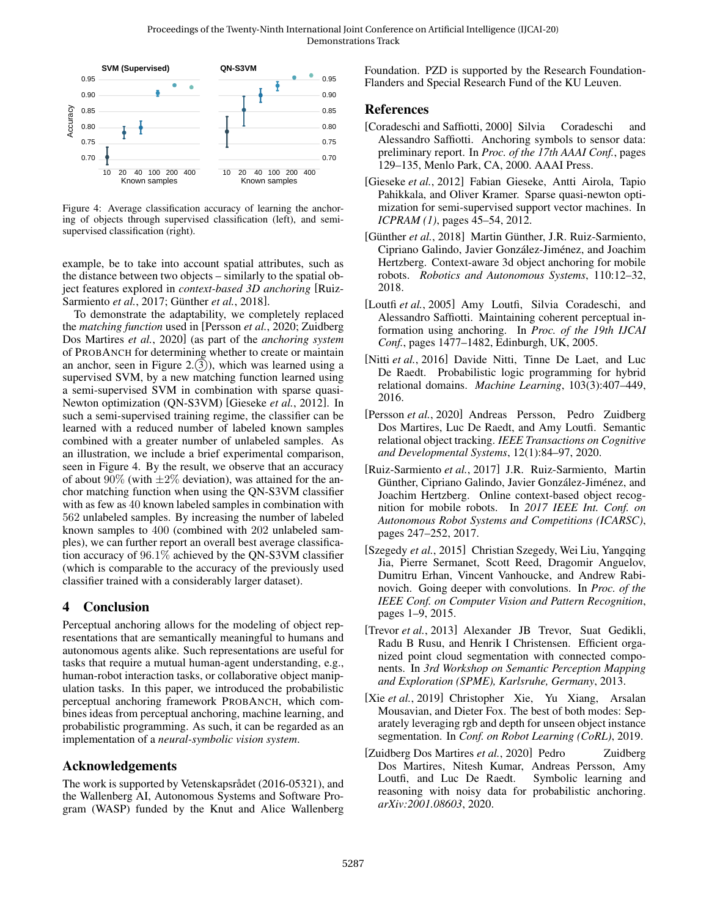SVM (Supervised)

0.95
0.90
0.85
0.80
0.75
0.70

Accuracy

10 20 40 100 200 400
Known samples

QN-S3VM

0.95
0.90
0.85
0.80
0.75
0.70

10 20 40 100 200 400
Known samples

Figure 4: Average classification accuracy of learning the anchoring of objects through supervised classification (left), and semi-supervised classification (right).

example, be to take into account spatial attributes, such as the distance between two objects – similarly to the spatial object features explored in *context-based 3D anchoring* [Ruiz-Sarmiento *et al.*, 2017; Günther *et al.*, 2018].

To demonstrate the adaptability, we completely replaced the *matching function* used in [Persson *et al.*, 2020; Zuidberg Dos Martires *et al.*, 2020] (as part of the *anchoring system* of ProbAnch for determining whether to create or maintain an anchor, seen in Figure 2.③), which was learned using a supervised SVM, by a new matching function learned using a semi-supervised SVM in combination with sparse quasi-Newton optimization (QN-S3VM) [Gieseke *et al.*, 2012]. In such a semi-supervised training regime, the classifier can be learned with a reduced number of labeled known samples combined with a greater number of unlabeled samples. As an illustration, we include a brief experimental comparison, seen in Figure 4. By the result, we observe that an accuracy of about $90\%$ (with $\pm 2\%$ deviation), was attained for the anchor matching function when using the QN-S3VM classifier with as few as $40$ known labeled samples in combination with $562$ unlabeled samples. By increasing the number of labeled known samples to $400$ (combined with $202$ unlabeled samples), we can further report an overall best average classification accuracy of $96.1\%$ achieved by the QN-S3VM classifier (which is comparable to the accuracy of the previously used classifier trained with a considerably larger dataset).

## 4 Conclusion

Perceptual anchoring allows for the modeling of object representations that are semantically meaningful to humans and autonomous agents alike. Such representations are useful for tasks that require a mutual human-agent understanding, e.g., human-robot interaction tasks, or collaborative object manipulation tasks. In this paper, we introduced the probabilistic perceptual anchoring framework ProbAnch, which combines ideas from perceptual anchoring, machine learning, and probabilistic programming. As such, it can be regarded as an implementation of a *neural-symbolic vision system*.

## Acknowledgements

The work is supported by Vetenskapsrådet (2016-05321), and the Wallenberg AI, Autonomous Systems and Software Program (WASP) funded by the Knut and Alice Wallenberg Foundation. PZD is supported by the Research Foundation-Flanders and Special Research Fund of the KU Leuven.

## References

[Coradeschi and Saffiotti, 2000] Silvia Coradeschi and Alessandro Saffiotti. Anchoring symbols to sensor data: preliminary report. In *Proc. of the 17th AAAI Conf.*, pages 129–135, Menlo Park, CA, 2000. AAAI Press.

[Gieseke *et al.*, 2012] Fabian Gieseke, Antti Airola, Tapio Pahikkala, and Oliver Kramer. Sparse quasi-newton optimization for semi-supervised support vector machines. In *ICPRAM (1)*, pages 45–54, 2012.

[Günther *et al.*, 2018] Martin Günther, J.R. Ruiz-Sarmiento, Cipriano Galindo, Javier González-Jiménez, and Joachim Hertzberg. Context-aware 3d object anchoring for mobile robots. *Robotics and Autonomous Systems*, 110:12–32, 2018.

[Loutfi *et al.*, 2005] Amy Loutfi, Silvia Coradeschi, and Alessandro Saffiotti. Maintaining coherent perceptual information using anchoring. In *Proc. of the 19th IJCAI Conf.*, pages 1477–1482, Edinburgh, UK, 2005.

[Nitti *et al.*, 2016] Davide Nitti, Tinne De Laet, and Luc De Raedt. Probabilistic logic programming for hybrid relational domains. *Machine Learning*, 103(3):407–449, 2016.

[Persson *et al.*, 2020] Andreas Persson, Pedro Zuidberg Dos Martires, Luc De Raedt, and Amy Loutfi. Semantic relational object tracking. *IEEE Transactions on Cognitive and Developmental Systems*, 12(1):84–97, 2020.

[Ruiz-Sarmiento *et al.*, 2017] J.R. Ruiz-Sarmiento, Martin Günther, Cipriano Galindo, Javier González-Jiménez, and Joachim Hertzberg. Online context-based object recognition for mobile robots. In *2017 IEEE Int. Conf. on Autonomous Robot Systems and Competitions (ICARSC)*, pages 247–252, 2017.

[Szegedy *et al.*, 2015] Christian Szegedy, Wei Liu, Yangqing Jia, Pierre Sermanet, Scott Reed, Dragomir Anguelov, Dumitru Erhan, Vincent Vanhoucke, and Andrew Rabinovich. Going deeper with convolutions. In *Proc. of the IEEE Conf. on Computer Vision and Pattern Recognition*, pages 1–9, 2015.

[Trevor *et al.*, 2013] Alexander JB Trevor, Suat Gedikli, Radu B Rusu, and Henrik I Christensen. Efficient organized point cloud segmentation with connected components. In *3rd Workshop on Semantic Perception Mapping and Exploration (SPME), Karlsruhe, Germany*, 2013.

[Xie *et al.*, 2019] Christopher Xie, Yu Xiang, Arsalan Mousavian, and Dieter Fox. The best of both modes: Separately leveraging rgb and depth for unseen object instance segmentation. In *Conf. on Robot Learning (CoRL)*, 2019.

[Zuidberg Dos Martires *et al.*, 2020] Pedro Zuidberg Dos Martires, Nitesh Kumar, Andreas Persson, Amy Loutfi, and Luc De Raedt. Symbolic learning and reasoning with noisy data for probabilistic anchoring. *arXiv:2001.08603*, 2020.